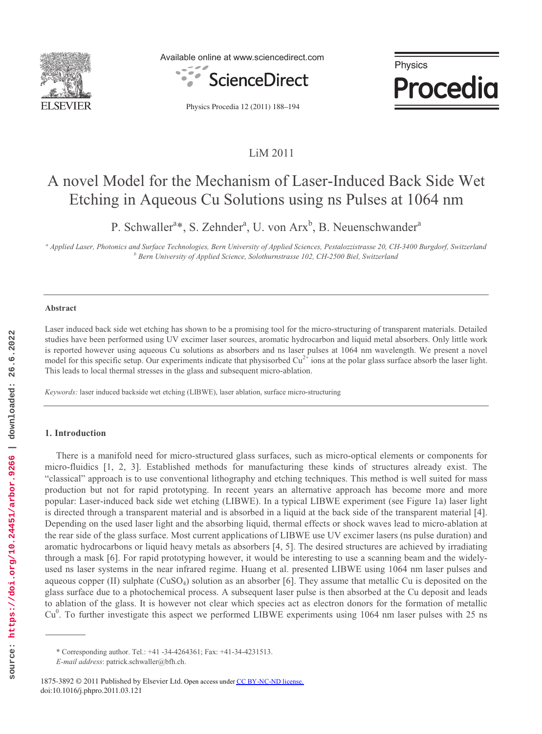LiM 2011

# A novel Model for the Mechanism of Laser-Induced Back Side Wet Etching in Aqueous Cu Solutions using ns Pulses at 1064 nm

P. Schwaller[a]*, S. Zehnder[a], U. von Arx[b], B. Neuenschwander[a]

[a] *Applied Laser, Photonics and Surface Technologies, Bern University of Applied Sciences, Pestalozzistrasse 20, CH-3400 Burgdorf, Switzerland*
[b] *Bern University of Applied Science, Solothurnstrasse 102, CH-2500 Biel, Switzerland*

---

**Abstract**

Laser induced back side wet etching has shown to be a promising tool for the micro-structuring of transparent materials. Detailed studies have been performed using UV excimer laser sources, aromatic hydrocarbon and liquid metal absorbers. Only little work is reported however using aqueous Cu solutions as absorbers and ns laser pulses at 1064 nm wavelength. We present a novel model for this specific setup. Our experiments indicate that physisorbed $Cu^{2+}$ ions at the polar glass surface absorb the laser light. This leads to local thermal stresses in the glass and subsequent micro-ablation.

*Keywords:* laser induced backside wet etching (LIBWE), laser ablation, surface micro-structuring

---

## 1. Introduction

There is a manifold need for micro-structured glass surfaces, such as micro-optical elements or components for micro-fluidics [1, 2, 3]. Established methods for manufacturing these kinds of structures already exist. The "classical" approach is to use conventional lithography and etching techniques. This method is well suited for mass production but not for rapid prototyping. In recent years an alternative approach has become more and more popular: Laser-induced back side wet etching (LIBWE). In a typical LIBWE experiment (see Figure 1a) laser light is directed through a transparent material and is absorbed in a liquid at the back side of the transparent material [4]. Depending on the used laser light and the absorbing liquid, thermal effects or shock waves lead to micro-ablation at the rear side of the glass surface. Most current applications of LIBWE use UV excimer lasers (ns pulse duration) and aromatic hydrocarbons or liquid heavy metals as absorbers [4, 5]. The desired structures are achieved by irradiating through a mask [6]. For rapid prototyping however, it would be interesting to use a scanning beam and the widely-used ns laser systems in the near infrared regime. Huang et al. presented LIBWE using 1064 nm laser pulses and aqueous copper (II) sulphate ($CuSO_4$) solution as an absorber [6]. They assume that metallic Cu is deposited on the glass surface due to a photochemical process. A subsequent laser pulse is then absorbed at the Cu deposit and leads to ablation of the glass. It is however not clear which species act as electron donors for the formation of metallic $Cu^0$. To further investigate this aspect we performed LIBWE experiments using 1064 nm laser pulses with 25 ns

---

\* Corresponding author. Tel.: +41 -34-4264361; Fax: +41-34-4231513.
*E-mail address*: patrick.schwaller@bfh.ch.

1875-3892 © 2011 Published by Elsevier Ltd. Open access under CC BY-NC-ND license.
doi:10.1016/j.phpro.2011.03.121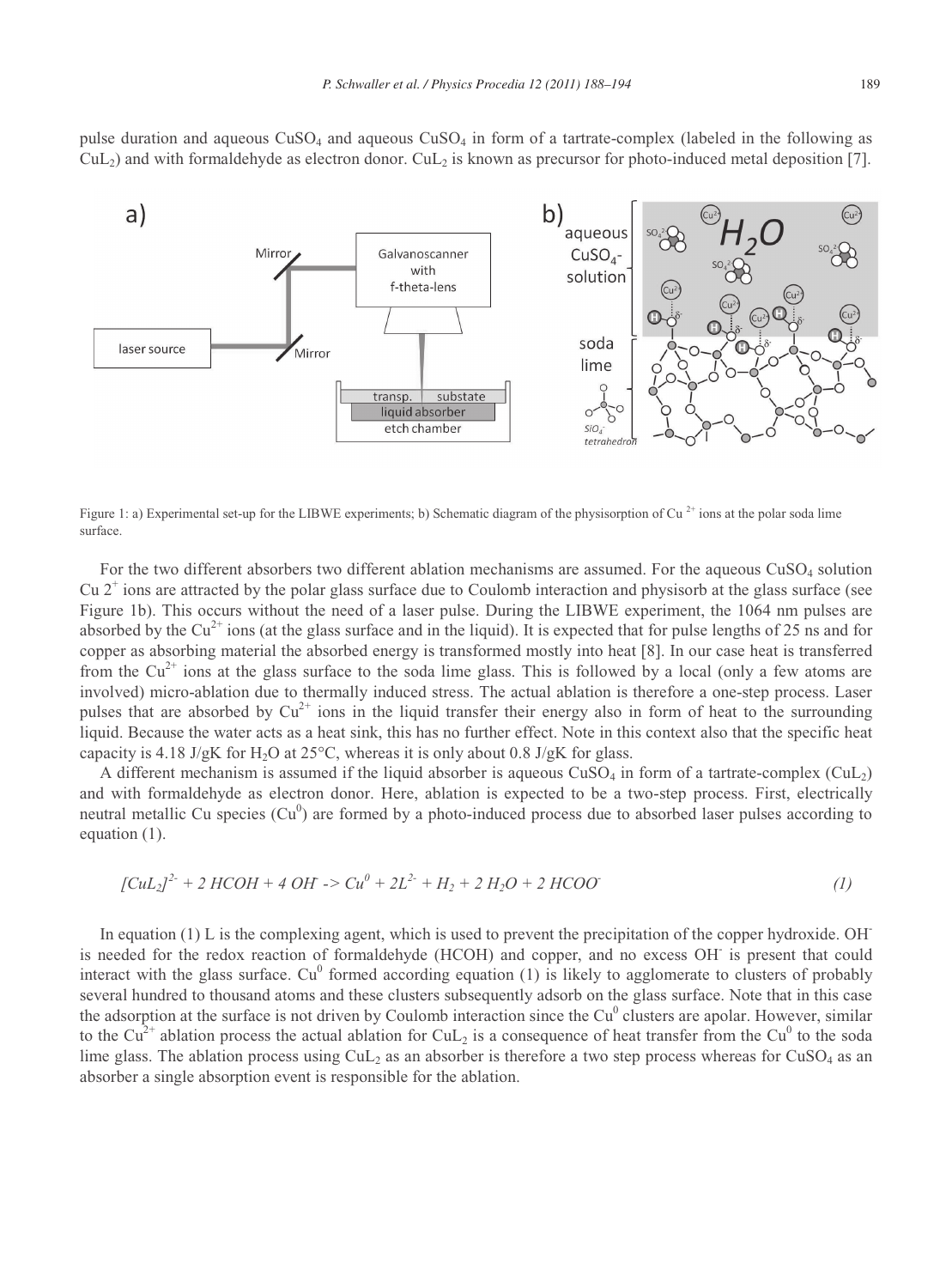pulse duration and aqueous $CuSO_4$ and aqueous $CuSO_4$ in form of a tartrate-complex (labeled in the following as $CuL_2$) and with formaldehyde as electron donor. $CuL_2$ is known as precursor for photo-induced metal deposition [7].

Figure 1: a) Experimental set-up for the LIBWE experiments; b) Schematic diagram of the physisorption of $Cu^{2+}$ ions at the polar soda lime surface.

For the two different absorbers two different ablation mechanisms are assumed. For the aqueous $CuSO_4$ solution $Cu^{2+}$ ions are attracted by the polar glass surface due to Coulomb interaction and physisorb at the glass surface (see Figure 1b). This occurs without the need of a laser pulse. During the LIBWE experiment, the 1064 nm pulses are absorbed by the $Cu^{2+}$ ions (at the glass surface and in the liquid). It is expected that for pulse lengths of 25 ns and for copper as absorbing material the absorbed energy is transformed mostly into heat [8]. In our case heat is transferred from the $Cu^{2+}$ ions at the glass surface to the soda lime glass. This is followed by a local (only a few atoms are involved) micro-ablation due to thermally induced stress. The actual ablation is therefore a one-step process. Laser pulses that are absorbed by $Cu^{2+}$ ions in the liquid transfer their energy also in form of heat to the surrounding liquid. Because the water acts as a heat sink, this has no further effect. Note in this context also that the specific heat capacity is 4.18 J/gK for $H_2O$ at 25°C, whereas it is only about 0.8 J/gK for glass.

A different mechanism is assumed if the liquid absorber is aqueous $CuSO_4$ in form of a tartrate-complex ($CuL_2$) and with formaldehyde as electron donor. Here, ablation is expected to be a two-step process. First, electrically neutral metallic Cu species ($Cu^0$) are formed by a photo-induced process due to absorbed laser pulses according to equation (1).

$$[CuL_2]^{2-} + 2\ HCOH + 4\ OH^- \rightarrow Cu^0 + 2L^{2-} + H_2 + 2\ H_2O + 2\ HCOO^- \tag{1}$$

In equation (1) L is the complexing agent, which is used to prevent the precipitation of the copper hydroxide. $OH^-$ is needed for the redox reaction of formaldehyde (HCOH) and copper, and no excess $OH^-$ is present that could interact with the glass surface. $Cu^0$ formed according equation (1) is likely to agglomerate to clusters of probably several hundred to thousand atoms and these clusters subsequently adsorb on the glass surface. Note that in this case the adsorption at the surface is not driven by Coulomb interaction since the $Cu^0$ clusters are apolar. However, similar to the $Cu^{2+}$ ablation process the actual ablation for $CuL_2$ is a consequence of heat transfer from the $Cu^0$ to the soda lime glass. The ablation process using $CuL_2$ as an absorber is therefore a two step process whereas for $CuSO_4$ as an absorber a single absorption event is responsible for the ablation.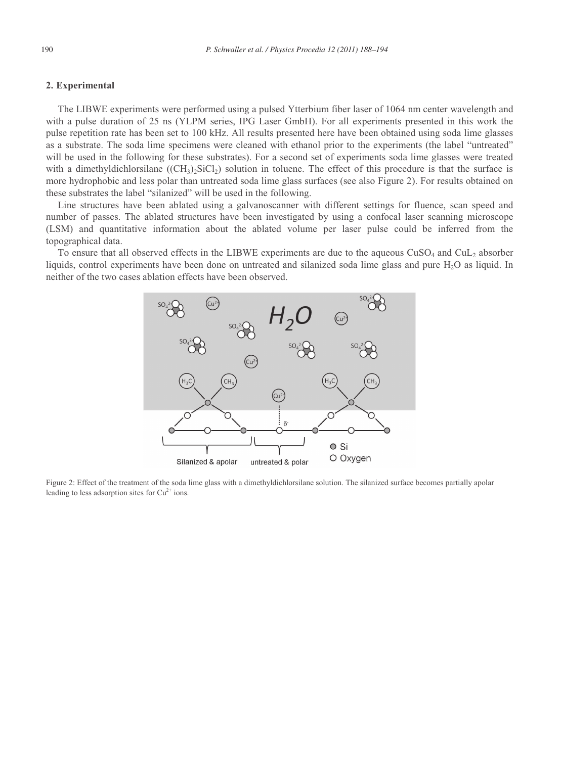## 2. Experimental

The LIBWE experiments were performed using a pulsed Ytterbium fiber laser of 1064 nm center wavelength and with a pulse duration of 25 ns (YLPM series, IPG Laser GmbH). For all experiments presented in this work the pulse repetition rate has been set to 100 kHz. All results presented here have been obtained using soda lime glasses as a substrate. The soda lime specimens were cleaned with ethanol prior to the experiments (the label "untreated" will be used in the following for these substrates). For a second set of experiments soda lime glasses were treated with a dimethyldichlorsilane ($(CH_3)_2SiCl_2$) solution in toluene. The effect of this procedure is that the surface is more hydrophobic and less polar than untreated soda lime glass surfaces (see also Figure 2). For results obtained on these substrates the label "silanized" will be used in the following.

Line structures have been ablated using a galvanoscanner with different settings for fluence, scan speed and number of passes. The ablated structures have been investigated by using a confocal laser scanning microscope (LSM) and quantitative information about the ablated volume per laser pulse could be inferred from the topographical data.

To ensure that all observed effects in the LIBWE experiments are due to the aqueous $CuSO_4$ and $CuL_2$ absorber liquids, control experiments have been done on untreated and silanized soda lime glass and pure $H_2O$ as liquid. In neither of the two cases ablation effects have been observed.

Figure 2: Effect of the treatment of the soda lime glass with a dimethyldichlorsilane solution. The silanized surface becomes partially apolar leading to less adsorption sites for $Cu^{2+}$ ions.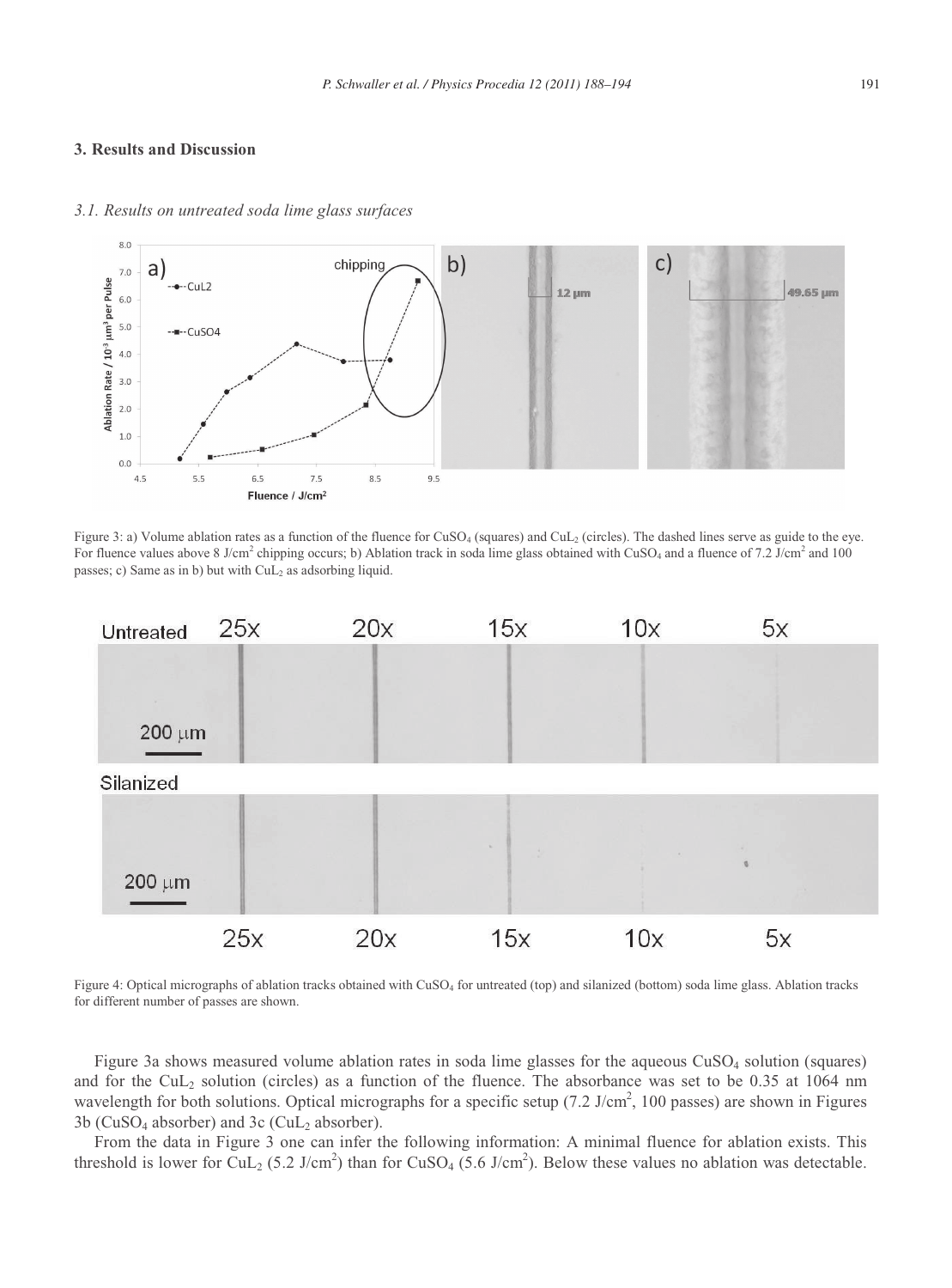## 3. Results and Discussion

### 3.1. Results on untreated soda lime glass surfaces

Figure 3: a) Volume ablation rates as a function of the fluence for $CuSO_4$ (squares) and $CuL_2$ (circles). The dashed lines serve as guide to the eye. For fluence values above 8 J/cm$^2$ chipping occurs; b) Ablation track in soda lime glass obtained with $CuSO_4$ and a fluence of 7.2 J/cm$^2$ and 100 passes; c) Same as in b) but with $CuL_2$ as adsorbing liquid.

Figure 4: Optical micrographs of ablation tracks obtained with $CuSO_4$ for untreated (top) and silanized (bottom) soda lime glass. Ablation tracks for different number of passes are shown.

Figure 3a shows measured volume ablation rates in soda lime glasses for the aqueous $CuSO_4$ solution (squares) and for the $CuL_2$ solution (circles) as a function of the fluence. The absorbance was set to be 0.35 at 1064 nm wavelength for both solutions. Optical micrographs for a specific setup (7.2 J/cm$^2$, 100 passes) are shown in Figures 3b ($CuSO_4$ absorber) and 3c ($CuL_2$ absorber).

From the data in Figure 3 one can infer the following information: A minimal fluence for ablation exists. This threshold is lower for $CuL_2$ (5.2 J/cm$^2$) than for $CuSO_4$ (5.6 J/cm$^2$). Below these values no ablation was detectable.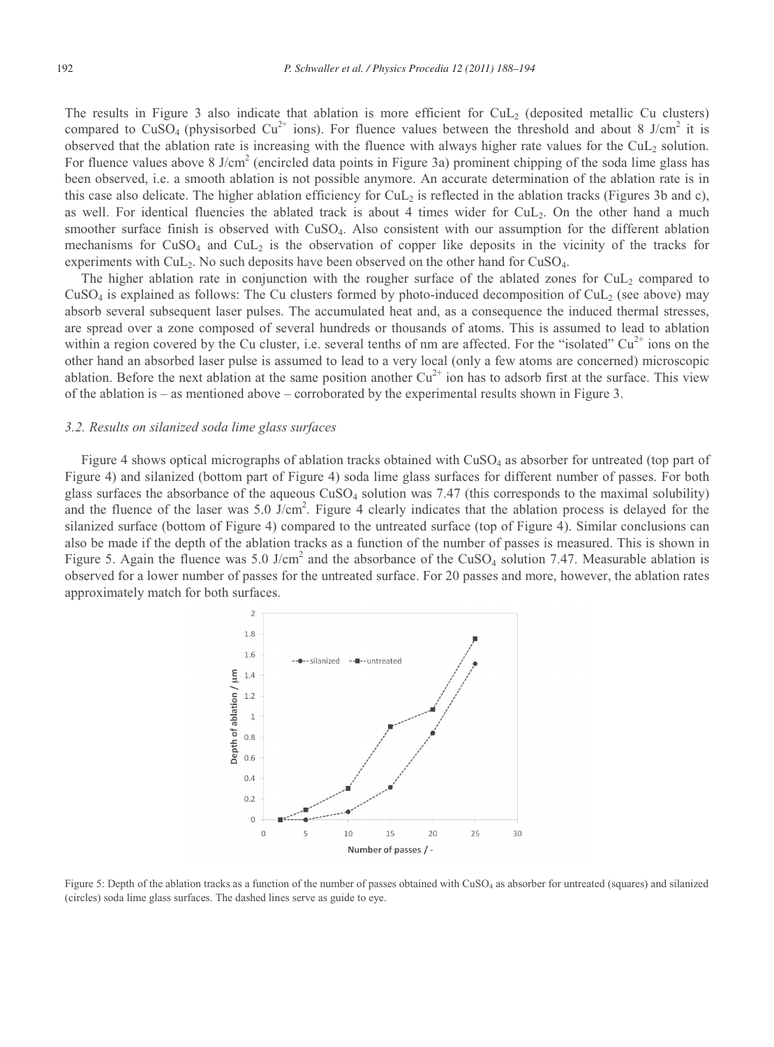The results in Figure 3 also indicate that ablation is more efficient for $CuL_2$ (deposited metallic Cu clusters) compared to $CuSO_4$ (physisorbed $Cu^{2+}$ ions). For fluence values between the threshold and about 8 J/cm$^2$ it is observed that the ablation rate is increasing with the fluence with always higher rate values for the $CuL_2$ solution. For fluence values above 8 J/cm$^2$ (encircled data points in Figure 3a) prominent chipping of the soda lime glass has been observed, i.e. a smooth ablation is not possible anymore. An accurate determination of the ablation rate is in this case also delicate. The higher ablation efficiency for $CuL_2$ is reflected in the ablation tracks (Figures 3b and c), as well. For identical fluencies the ablated track is about 4 times wider for $CuL_2$. On the other hand a much smoother surface finish is observed with $CuSO_4$. Also consistent with our assumption for the different ablation mechanisms for $CuSO_4$ and $CuL_2$ is the observation of copper like deposits in the vicinity of the tracks for experiments with $CuL_2$. No such deposits have been observed on the other hand for $CuSO_4$.

The higher ablation rate in conjunction with the rougher surface of the ablated zones for $CuL_2$ compared to $CuSO_4$ is explained as follows: The Cu clusters formed by photo-induced decomposition of $CuL_2$ (see above) may absorb several subsequent laser pulses. The accumulated heat and, as a consequence the induced thermal stresses, are spread over a zone composed of several hundreds or thousands of atoms. This is assumed to lead to ablation within a region covered by the Cu cluster, i.e. several tenths of nm are affected. For the "isolated" $Cu^{2+}$ ions on the other hand an absorbed laser pulse is assumed to lead to a very local (only a few atoms are concerned) microscopic ablation. Before the next ablation at the same position another $Cu^{2+}$ ion has to adsorb first at the surface. This view of the ablation is – as mentioned above – corroborated by the experimental results shown in Figure 3.

### 3.2. Results on silanized soda lime glass surfaces

Figure 4 shows optical micrographs of ablation tracks obtained with $CuSO_4$ as absorber for untreated (top part of Figure 4) and silanized (bottom part of Figure 4) soda lime glass surfaces for different number of passes. For both glass surfaces the absorbance of the aqueous $CuSO_4$ solution was 7.47 (this corresponds to the maximal solubility) and the fluence of the laser was 5.0 J/cm$^2$. Figure 4 clearly indicates that the ablation process is delayed for the silanized surface (bottom of Figure 4) compared to the untreated surface (top of Figure 4). Similar conclusions can also be made if the depth of the ablation tracks as a function of the number of passes is measured. This is shown in Figure 5. Again the fluence was 5.0 J/cm$^2$ and the absorbance of the $CuSO_4$ solution 7.47. Measurable ablation is observed for a lower number of passes for the untreated surface. For 20 passes and more, however, the ablation rates approximately match for both surfaces.

Figure 5: Depth of the ablation tracks as a function of the number of passes obtained with $CuSO_4$ as absorber for untreated (squares) and silanized (circles) soda lime glass surfaces. The dashed lines serve as guide to eye.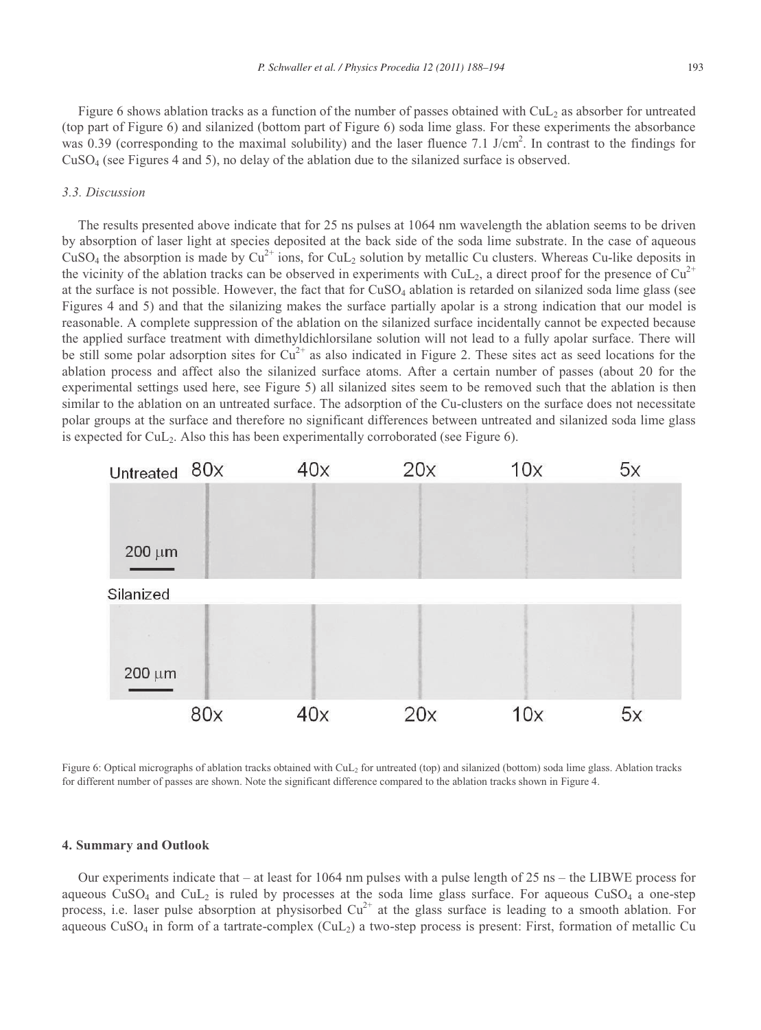Figure 6 shows ablation tracks as a function of the number of passes obtained with $CuL_2$ as absorber for untreated (top part of Figure 6) and silanized (bottom part of Figure 6) soda lime glass. For these experiments the absorbance was 0.39 (corresponding to the maximal solubility) and the laser fluence 7.1 J/cm$^2$. In contrast to the findings for $CuSO_4$ (see Figures 4 and 5), no delay of the ablation due to the silanized surface is observed.

### *3.3. Discussion*

The results presented above indicate that for 25 ns pulses at 1064 nm wavelength the ablation seems to be driven by absorption of laser light at species deposited at the back side of the soda lime substrate. In the case of aqueous $CuSO_4$ the absorption is made by $Cu^{2+}$ ions, for $CuL_2$ solution by metallic Cu clusters. Whereas Cu-like deposits in the vicinity of the ablation tracks can be observed in experiments with $CuL_2$, a direct proof for the presence of $Cu^{2+}$ at the surface is not possible. However, the fact that for $CuSO_4$ ablation is retarded on silanized soda lime glass (see Figures 4 and 5) and that the silanizing makes the surface partially apolar is a strong indication that our model is reasonable. A complete suppression of the ablation on the silanized surface incidentally cannot be expected because the applied surface treatment with dimethyldichlorsilane solution will not lead to a fully apolar surface. There will be still some polar adsorption sites for $Cu^{2+}$ as also indicated in Figure 2. These sites act as seed locations for the ablation process and affect also the silanized surface atoms. After a certain number of passes (about 20 for the experimental settings used here, see Figure 5) all silanized sites seem to be removed such that the ablation is then similar to the ablation on an untreated surface. The adsorption of the Cu-clusters on the surface does not necessitate polar groups at the surface and therefore no significant differences between untreated and silanized soda lime glass is expected for $CuL_2$. Also this has been experimentally corroborated (see Figure 6).

Figure 6: Optical micrographs of ablation tracks obtained with $CuL_2$ for untreated (top) and silanized (bottom) soda lime glass. Ablation tracks for different number of passes are shown. Note the significant difference compared to the ablation tracks shown in Figure 4.

## 4. Summary and Outlook

Our experiments indicate that – at least for 1064 nm pulses with a pulse length of 25 ns – the LIBWE process for aqueous $CuSO_4$ and $CuL_2$ is ruled by processes at the soda lime glass surface. For aqueous $CuSO_4$ a one-step process, i.e. laser pulse absorption at physisorbed $Cu^{2+}$ at the glass surface is leading to a smooth ablation. For aqueous $CuSO_4$ in form of a tartrate-complex ($CuL_2$) a two-step process is present: First, formation of metallic Cu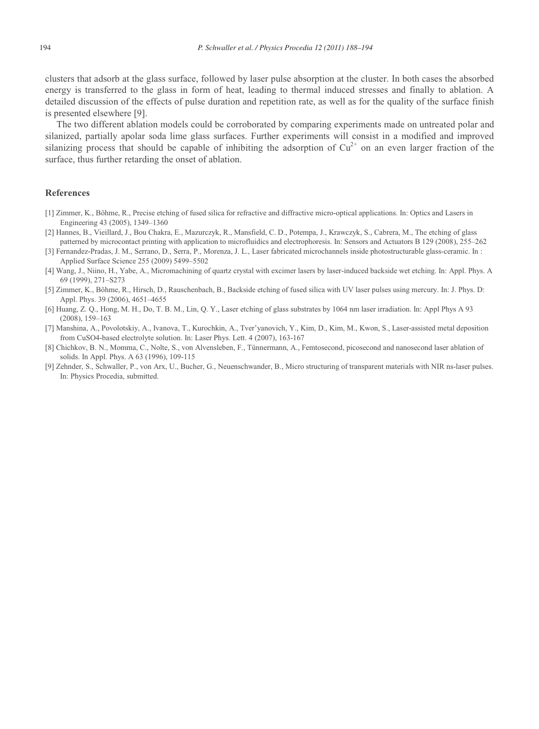clusters that adsorb at the glass surface, followed by laser pulse absorption at the cluster. In both cases the absorbed energy is transferred to the glass in form of heat, leading to thermal induced stresses and finally to ablation. A detailed discussion of the effects of pulse duration and repetition rate, as well as for the quality of the surface finish is presented elsewhere [9].

The two different ablation models could be corroborated by comparing experiments made on untreated polar and silanized, partially apolar soda lime glass surfaces. Further experiments will consist in a modified and improved silanizing process that should be capable of inhibiting the adsorption of $Cu^{2+}$ on an even larger fraction of the surface, thus further retarding the onset of ablation.

## References

[1] Zimmer, K., Böhme, R., Precise etching of fused silica for refractive and diffractive micro-optical applications. In: Optics and Lasers in Engineering 43 (2005), 1349–1360

[2] Hannes, B., Vieillard, J., Bou Chakra, E., Mazurczyk, R., Mansfield, C. D., Potempa, J., Krawczyk, S., Cabrera, M., The etching of glass patterned by microcontact printing with application to microfluidics and electrophoresis. In: Sensors and Actuators B 129 (2008), 255–262

[3] Fernandez-Pradas, J. M., Serrano, D., Serra, P., Morenza, J. L., Laser fabricated microchannels inside photostructurable glass-ceramic. In : Applied Surface Science 255 (2009) 5499–5502

[4] Wang, J., Niino, H., Yabe, A., Micromachining of quartz crystal with excimer lasers by laser-induced backside wet etching. In: Appl. Phys. A 69 (1999), 271–S273

[5] Zimmer, K., Böhme, R., Hirsch, D., Rauschenbach, B., Backside etching of fused silica with UV laser pulses using mercury. In: J. Phys. D: Appl. Phys. 39 (2006), 4651–4655

[6] Huang, Z. Q., Hong, M. H., Do, T. B. M., Lin, Q. Y., Laser etching of glass substrates by 1064 nm laser irradiation. In: Appl Phys A 93 (2008), 159–163

[7] Manshina, A., Povolotskiy, A., Ivanova, T., Kurochkin, A., Tver'yanovich, Y., Kim, D., Kim, M., Kwon, S., Laser-assisted metal deposition from CuSO4-based electrolyte solution. In: Laser Phys. Lett. 4 (2007), 163-167

[8] Chichkov, B. N., Momma, C., Nolte, S., von Alvensleben, F., Tünnermann, A., Femtosecond, picosecond and nanosecond laser ablation of solids. In Appl. Phys. A 63 (1996), 109-115

[9] Zehnder, S., Schwaller, P., von Arx, U., Bucher, G., Neuenschwander, B., Micro structuring of transparent materials with NIR ns-laser pulses. In: Physics Procedia, submitted.